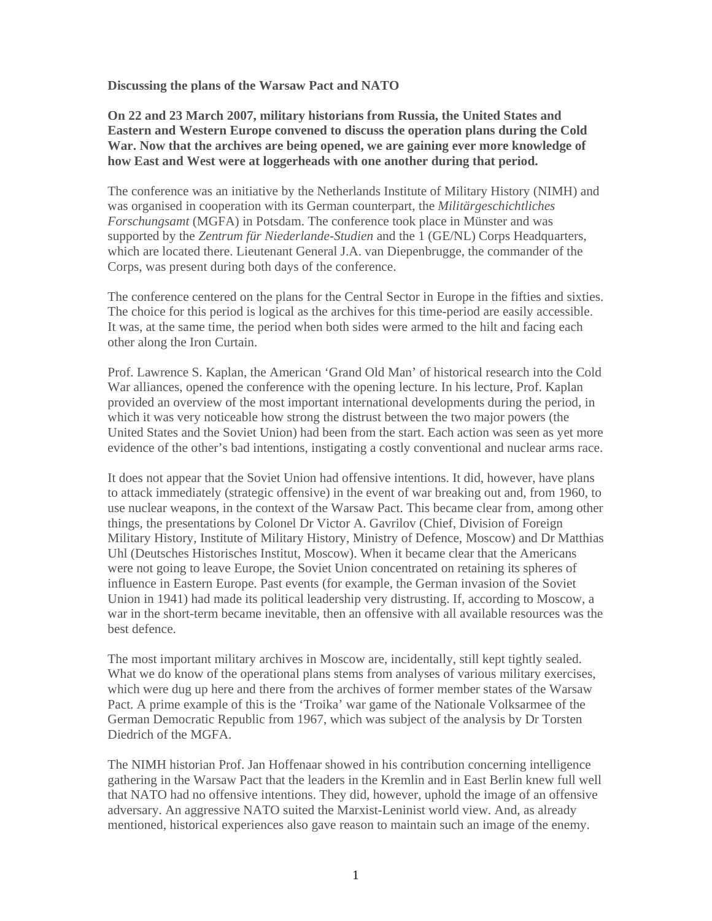**Discussing the plans of the Warsaw Pact and NATO**

**On 22 and 23 March 2007, military historians from Russia, the United States and Eastern and Western Europe convened to discuss the operation plans during the Cold War. Now that the archives are being opened, we are gaining ever more knowledge of how East and West were at loggerheads with one another during that period.**

The conference was an initiative by the Netherlands Institute of Military History (NIMH) and was organised in cooperation with its German counterpart, the *Militärgeschichtliches Forschungsamt* (MGFA) in Potsdam. The conference took place in Münster and was supported by the *Zentrum für Niederlande-Studien* and the 1 (GE/NL) Corps Headquarters, which are located there. Lieutenant General J.A. van Diepenbrugge, the commander of the Corps, was present during both days of the conference.

The conference centered on the plans for the Central Sector in Europe in the fifties and sixties. The choice for this period is logical as the archives for this time-period are easily accessible. It was, at the same time, the period when both sides were armed to the hilt and facing each other along the Iron Curtain.

Prof. Lawrence S. Kaplan, the American 'Grand Old Man' of historical research into the Cold War alliances, opened the conference with the opening lecture. In his lecture, Prof. Kaplan provided an overview of the most important international developments during the period, in which it was very noticeable how strong the distrust between the two major powers (the United States and the Soviet Union) had been from the start. Each action was seen as yet more evidence of the other's bad intentions, instigating a costly conventional and nuclear arms race.

It does not appear that the Soviet Union had offensive intentions. It did, however, have plans to attack immediately (strategic offensive) in the event of war breaking out and, from 1960, to use nuclear weapons, in the context of the Warsaw Pact. This became clear from, among other things, the presentations by Colonel Dr Victor A. Gavrilov (Chief, Division of Foreign Military History, Institute of Military History, Ministry of Defence, Moscow) and Dr Matthias Uhl (Deutsches Historisches Institut, Moscow). When it became clear that the Americans were not going to leave Europe, the Soviet Union concentrated on retaining its spheres of influence in Eastern Europe. Past events (for example, the German invasion of the Soviet Union in 1941) had made its political leadership very distrusting. If, according to Moscow, a war in the short-term became inevitable, then an offensive with all available resources was the best defence.

The most important military archives in Moscow are, incidentally, still kept tightly sealed. What we do know of the operational plans stems from analyses of various military exercises, which were dug up here and there from the archives of former member states of the Warsaw Pact. A prime example of this is the 'Troika' war game of the Nationale Volksarmee of the German Democratic Republic from 1967, which was subject of the analysis by Dr Torsten Diedrich of the MGFA.

The NIMH historian Prof. Jan Hoffenaar showed in his contribution concerning intelligence gathering in the Warsaw Pact that the leaders in the Kremlin and in East Berlin knew full well that NATO had no offensive intentions. They did, however, uphold the image of an offensive adversary. An aggressive NATO suited the Marxist-Leninist world view. And, as already mentioned, historical experiences also gave reason to maintain such an image of the enemy.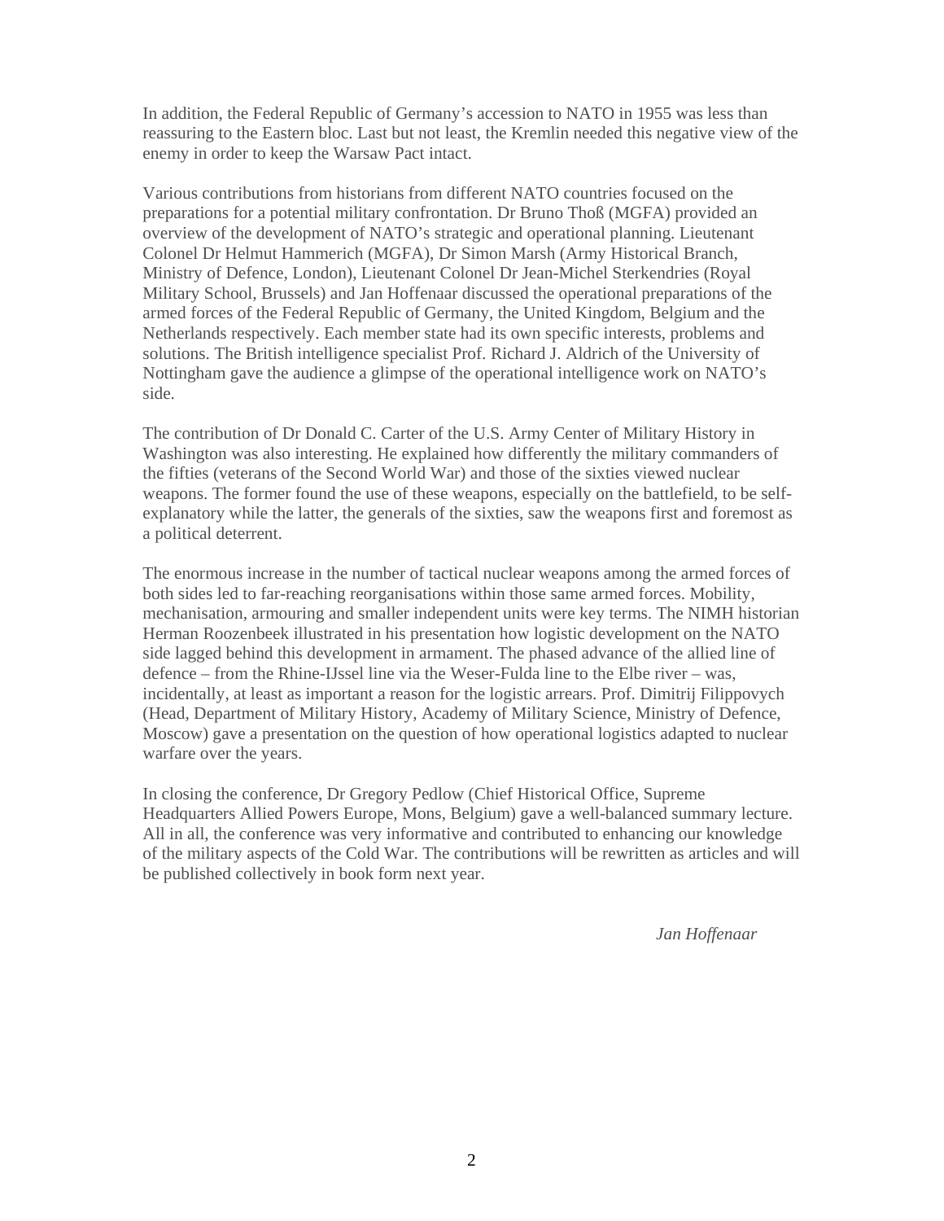In addition, the Federal Republic of Germany's accession to NATO in 1955 was less than reassuring to the Eastern bloc. Last but not least, the Kremlin needed this negative view of the enemy in order to keep the Warsaw Pact intact.

Various contributions from historians from different NATO countries focused on the preparations for a potential military confrontation. Dr Bruno Thoß (MGFA) provided an overview of the development of NATO's strategic and operational planning. Lieutenant Colonel Dr Helmut Hammerich (MGFA), Dr Simon Marsh (Army Historical Branch, Ministry of Defence, London), Lieutenant Colonel Dr Jean-Michel Sterkendries (Royal Military School, Brussels) and Jan Hoffenaar discussed the operational preparations of the armed forces of the Federal Republic of Germany, the United Kingdom, Belgium and the Netherlands respectively. Each member state had its own specific interests, problems and solutions. The British intelligence specialist Prof. Richard J. Aldrich of the University of Nottingham gave the audience a glimpse of the operational intelligence work on NATO's side.

The contribution of Dr Donald C. Carter of the U.S. Army Center of Military History in Washington was also interesting. He explained how differently the military commanders of the fifties (veterans of the Second World War) and those of the sixties viewed nuclear weapons. The former found the use of these weapons, especially on the battlefield, to be self-explanatory while the latter, the generals of the sixties, saw the weapons first and foremost as a political deterrent.

The enormous increase in the number of tactical nuclear weapons among the armed forces of both sides led to far-reaching reorganisations within those same armed forces. Mobility, mechanisation, armouring and smaller independent units were key terms. The NIMH historian Herman Roozenbeek illustrated in his presentation how logistic development on the NATO side lagged behind this development in armament. The phased advance of the allied line of defence – from the Rhine-IJssel line via the Weser-Fulda line to the Elbe river – was, incidentally, at least as important a reason for the logistic arrears. Prof. Dimitrij Filippovych (Head, Department of Military History, Academy of Military Science, Ministry of Defence, Moscow) gave a presentation on the question of how operational logistics adapted to nuclear warfare over the years.

In closing the conference, Dr Gregory Pedlow (Chief Historical Office, Supreme Headquarters Allied Powers Europe, Mons, Belgium) gave a well-balanced summary lecture. All in all, the conference was very informative and contributed to enhancing our knowledge of the military aspects of the Cold War. The contributions will be rewritten as articles and will be published collectively in book form next year.

*Jan Hoffenaar*